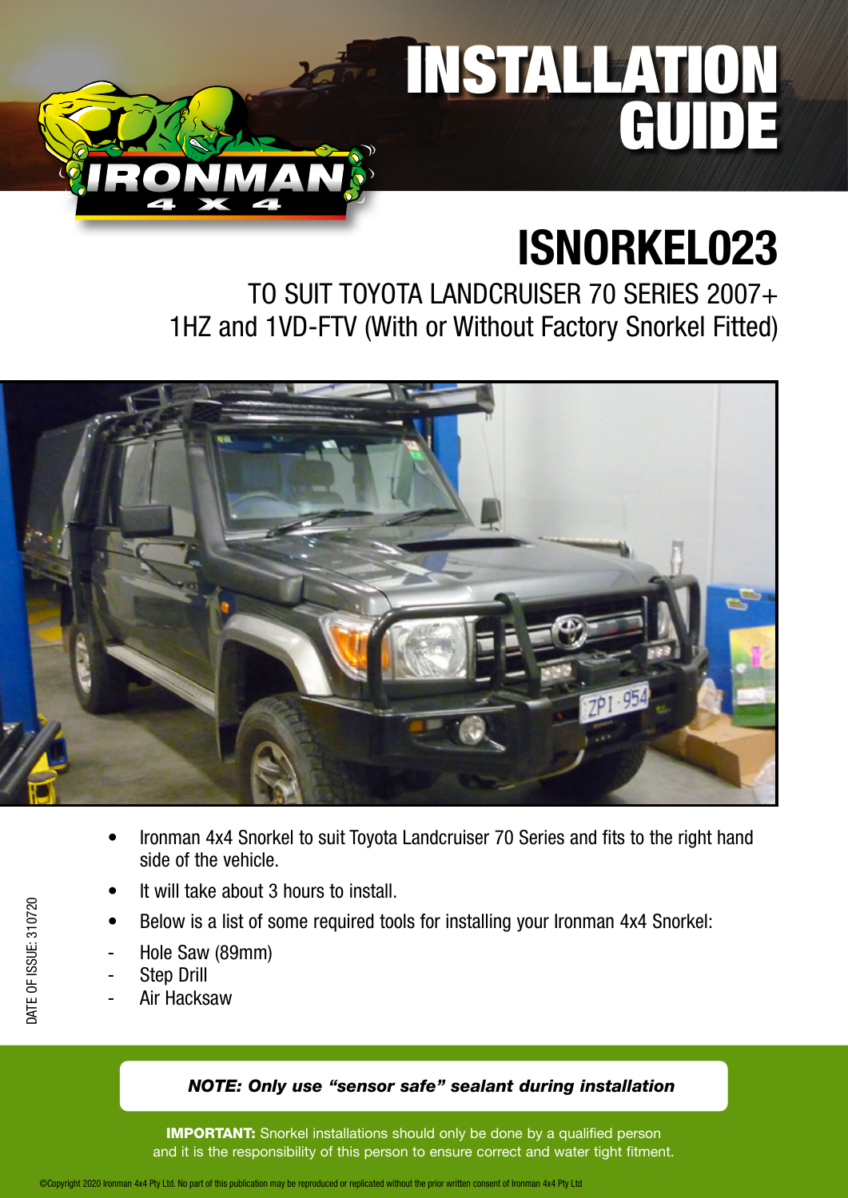# INSTALLATION GUIDE

# ISNORKEL023

## TO SUIT TOYOTA LANDCRUISER 70 SERIES 2007+ 1HZ and 1VD-FTV (With or Without Factory Snorkel Fitted)

- Ironman 4x4 Snorkel to suit Toyota Landcruiser 70 Series and fits to the right hand side of the vehicle.
- It will take about 3 hours to install.
- Below is a list of some required tools for installing your Ironman 4x4 Snorkel:

- Hole Saw (89mm)
- Step Drill
- Air Hacksaw

DATE OF ISSUE: 310720

***NOTE: Only use "sensor safe" sealant during installation***

**IMPORTANT:** Snorkel installations should only be done by a qualified person and it is the responsibility of this person to ensure correct and water tight fitment.

©Copyright 2020 Ironman 4x4 Pty Ltd. No part of this publication may be reproduced or replicated without the prior written consent of Ironman 4x4 Pty Ltd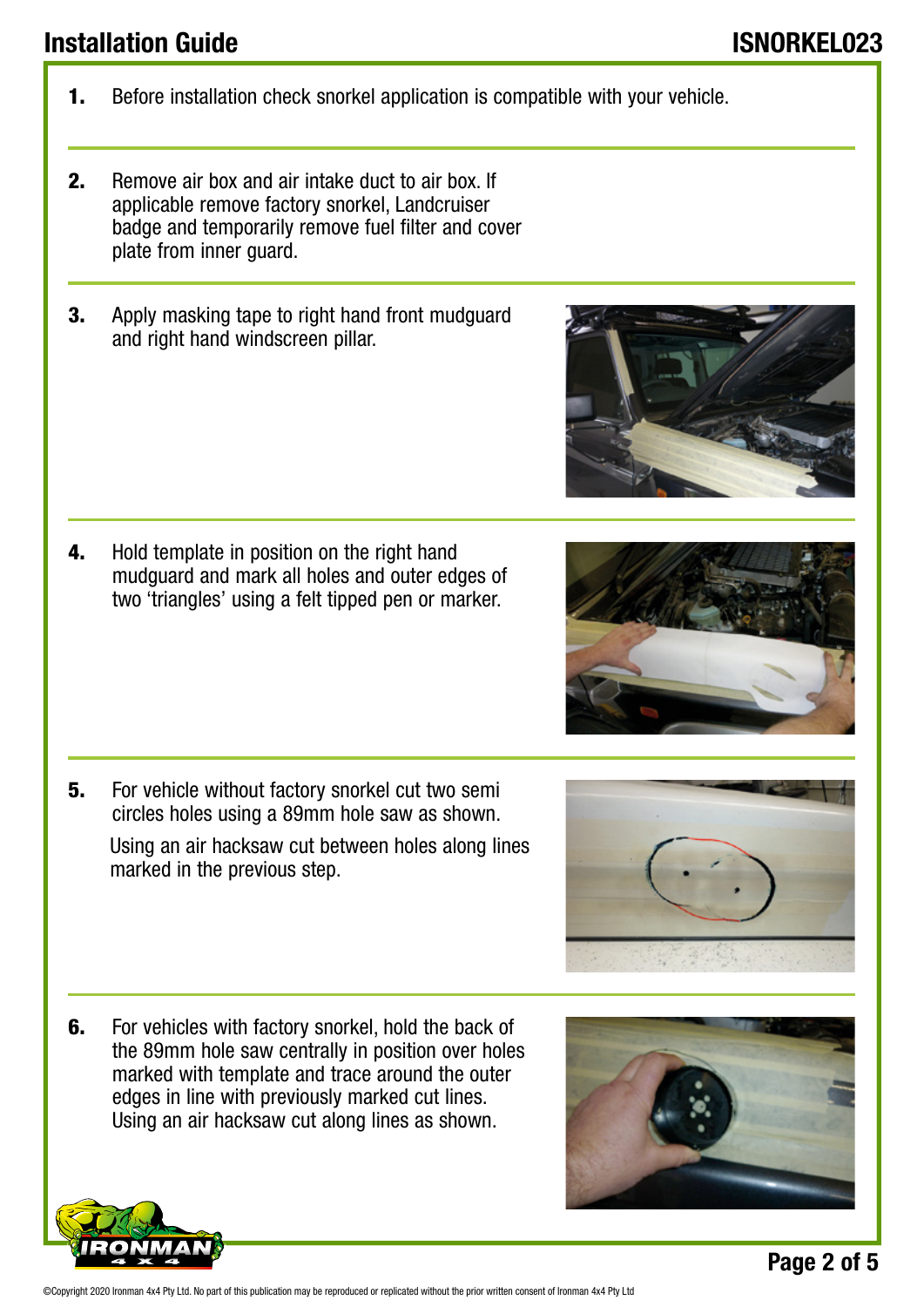1. Before installation check snorkel application is compatible with your vehicle.

2. Remove air box and air intake duct to air box. If applicable remove factory snorkel, Landcruiser badge and temporarily remove fuel filter and cover plate from inner guard.

3. Apply masking tape to right hand front mudguard and right hand windscreen pillar.

4. Hold template in position on the right hand mudguard and mark all holes and outer edges of two 'triangles' using a felt tipped pen or marker.

5. For vehicle without factory snorkel cut two semi circles holes using a 89mm hole saw as shown.

   Using an air hacksaw cut between holes along lines marked in the previous step.

6. For vehicles with factory snorkel, hold the back of the 89mm hole saw centrally in position over holes marked with template and trace around the outer edges in line with previously marked cut lines. Using an air hacksaw cut along lines as shown.

©Copyright 2020 Ironman 4x4 Pty Ltd. No part of this publication may be reproduced or replicated without the prior written consent of Ironman 4x4 Pty Ltd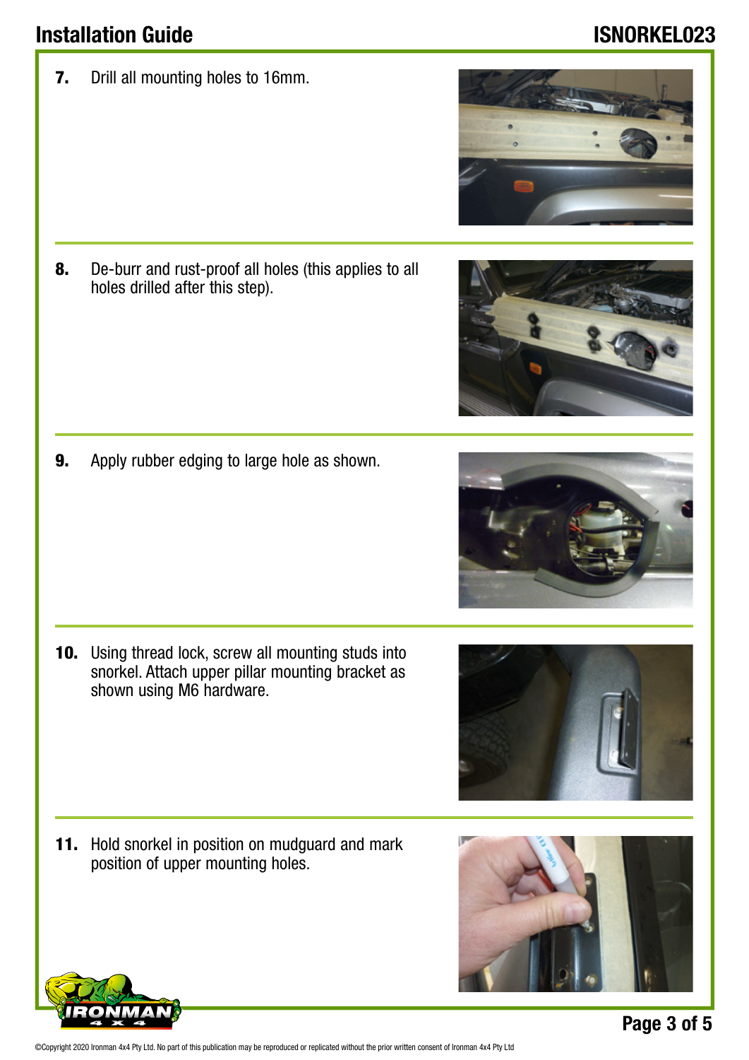7. Drill all mounting holes to 16mm.

8. De-burr and rust-proof all holes (this applies to all holes drilled after this step).

9. Apply rubber edging to large hole as shown.

10. Using thread lock, screw all mounting studs into snorkel. Attach upper pillar mounting bracket as shown using M6 hardware.

11. Hold snorkel in position on mudguard and mark position of upper mounting holes.

©Copyright 2020 Ironman 4x4 Pty Ltd. No part of this publication may be reproduced or replicated without the prior written consent of Ironman 4x4 Pty Ltd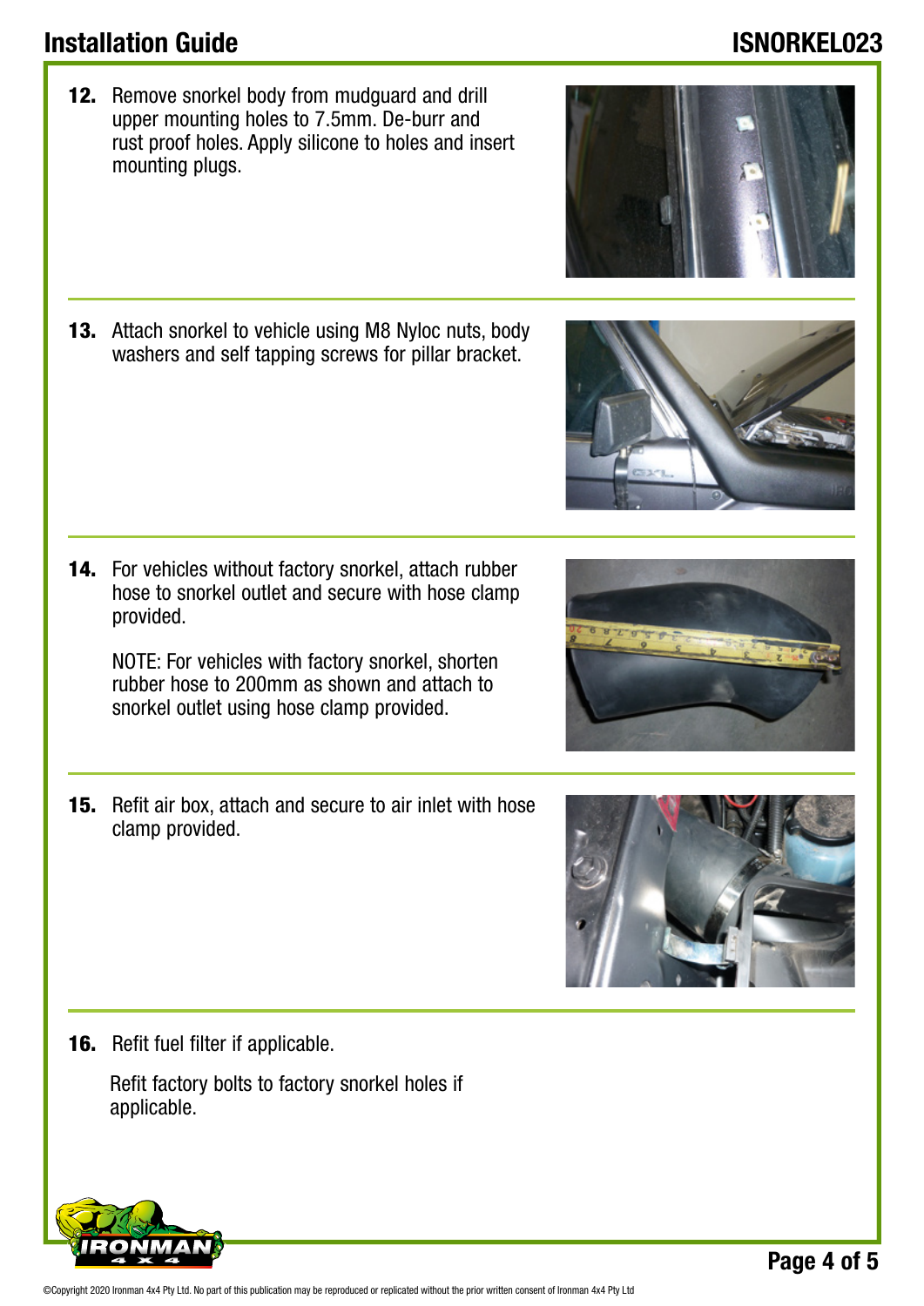12. Remove snorkel body from mudguard and drill upper mounting holes to 7.5mm. De-burr and rust proof holes. Apply silicone to holes and insert mounting plugs.

13. Attach snorkel to vehicle using M8 Nyloc nuts, body washers and self tapping screws for pillar bracket.

14. For vehicles without factory snorkel, attach rubber hose to snorkel outlet and secure with hose clamp provided.

    NOTE: For vehicles with factory snorkel, shorten rubber hose to 200mm as shown and attach to snorkel outlet using hose clamp provided.

15. Refit air box, attach and secure to air inlet with hose clamp provided.

16. Refit fuel filter if applicable.

    Refit factory bolts to factory snorkel holes if applicable.

©Copyright 2020 Ironman 4x4 Pty Ltd. No part of this publication may be reproduced or replicated without the prior written consent of Ironman 4x4 Pty Ltd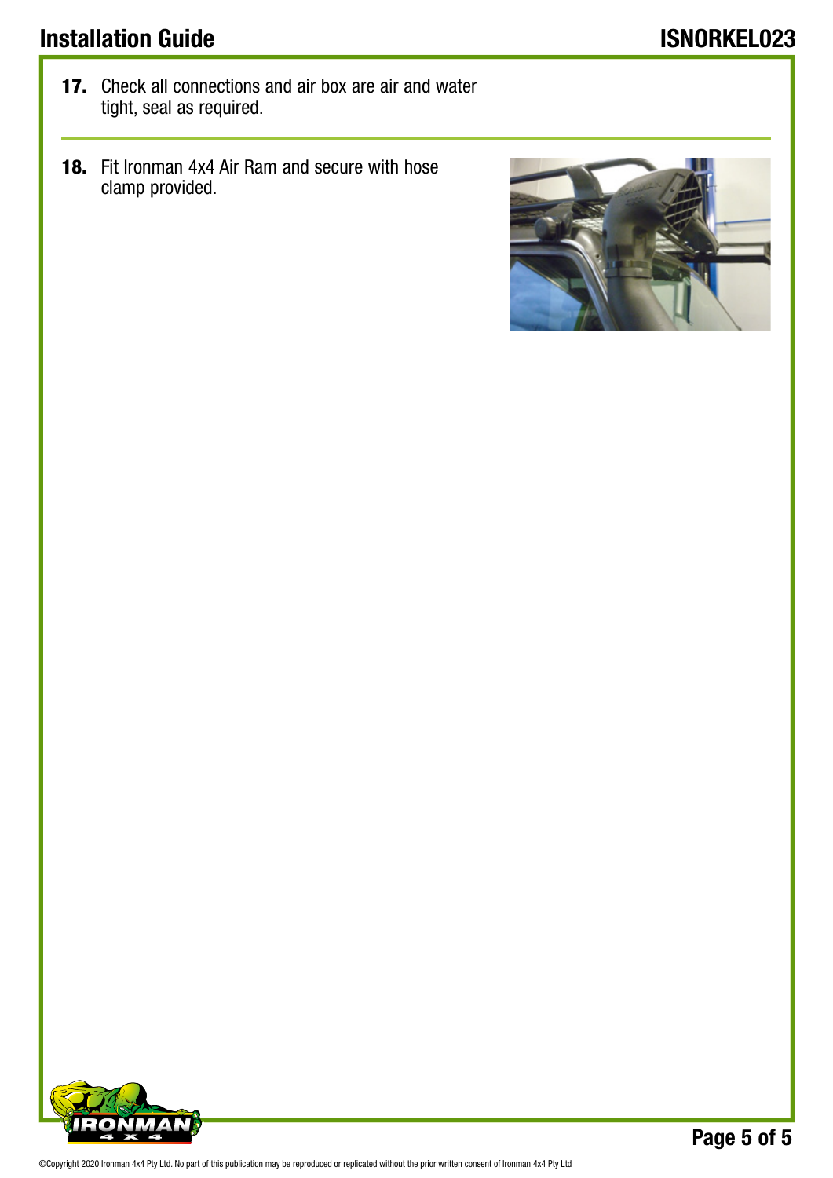17. Check all connections and air box are air and water tight, seal as required.

18. Fit Ironman 4x4 Air Ram and secure with hose clamp provided.

©Copyright 2020 Ironman 4x4 Pty Ltd. No part of this publication may be reproduced or replicated without the prior written consent of Ironman 4x4 Pty Ltd